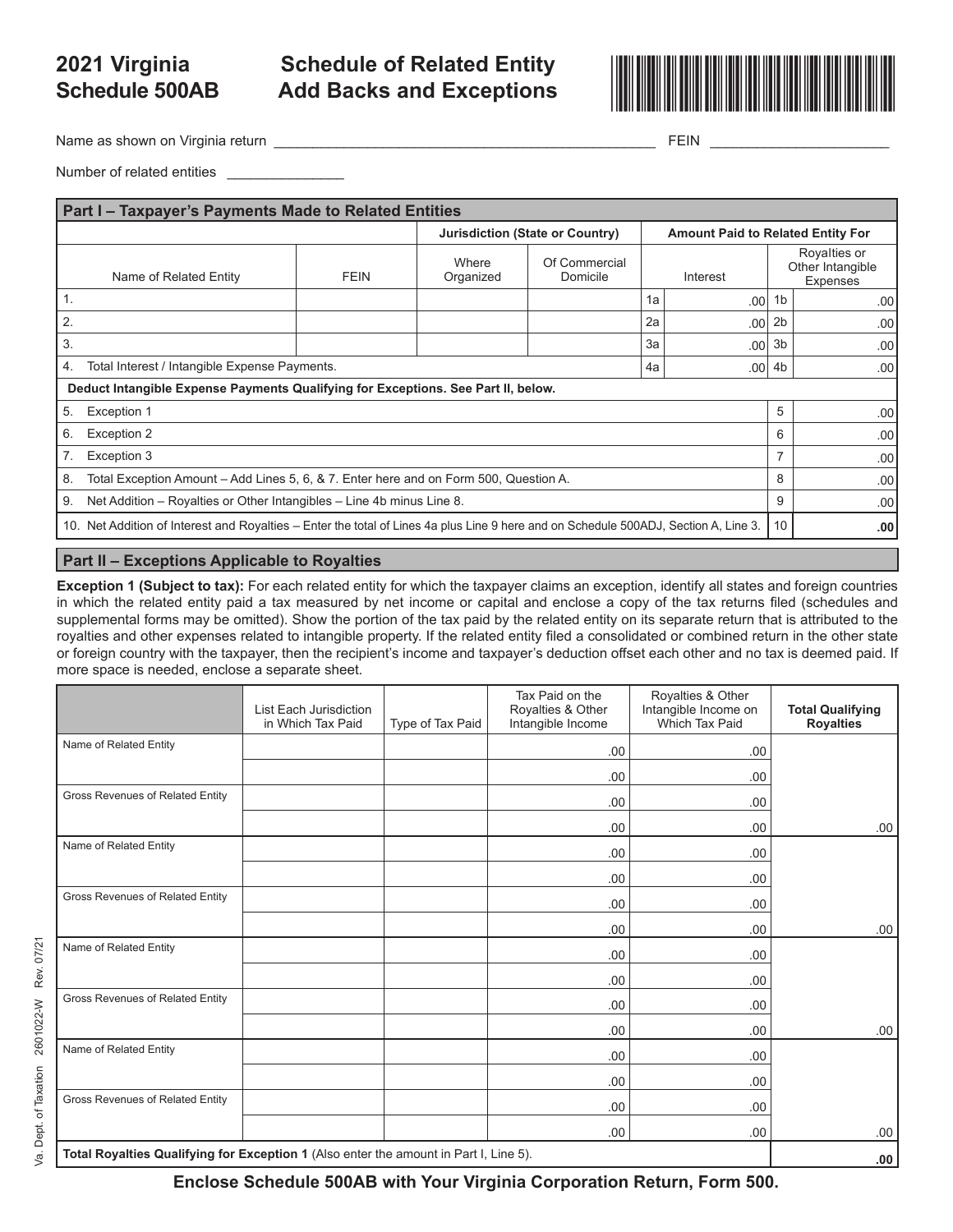# 2021 Virginia Schedule 500AB

# Schedule of Related Entity Add Backs and Exceptions

Name as shown on Virginia return ______________________________ FEIN ____________________

Number of related entities ______________

| Part I – Taxpayer's Payments Made to Related Entities | | | | | | | |
|---|---|---|---|---|---|---|---|
| | | Jurisdiction (State or Country) | | Amount Paid to Related Entity For | | | |
| Name of Related Entity | FEIN | Where Organized | Of Commercial Domicile | | Interest | | Royalties or Other Intangible Expenses |
| 1. | | | | 1a | .00 | 1b | .00 |
| 2. | | | | 2a | .00 | 2b | .00 |
| 3. | | | | 3a | .00 | 3b | .00 |
| 4. Total Interest / Intangible Expense Payments. | | | | 4a | .00 | 4b | .00 |
| **Deduct Intangible Expense Payments Qualifying for Exceptions. See Part II, below.** | | | | | | | |
| 5. Exception 1 | | | | | | 5 | .00 |
| 6. Exception 2 | | | | | | 6 | .00 |
| 7. Exception 3 | | | | | | 7 | .00 |
| 8. Total Exception Amount – Add Lines 5, 6, & 7. Enter here and on Form 500, Question A. | | | | | | 8 | .00 |
| 9. Net Addition – Royalties or Other Intangibles – Line 4b minus Line 8. | | | | | | 9 | .00 |
| 10. Net Addition of Interest and Royalties – Enter the total of Lines 4a plus Line 9 here and on Schedule 500ADJ, Section A, Line 3. | | | | | | 10 | **.00** |

## Part II – Exceptions Applicable to Royalties

**Exception 1 (Subject to tax):** For each related entity for which the taxpayer claims an exception, identify all states and foreign countries in which the related entity paid a tax measured by net income or capital and enclose a copy of the tax returns filed (schedules and supplemental forms may be omitted). Show the portion of the tax paid by the related entity on its separate return that is attributed to the royalties and other expenses related to intangible property. If the related entity filed a consolidated or combined return in the other state or foreign country with the taxpayer, then the recipient's income and taxpayer's deduction offset each other and no tax is deemed paid. If more space is needed, enclose a separate sheet.

| | List Each Jurisdiction in Which Tax Paid | Type of Tax Paid | Tax Paid on the Royalties & Other Intangible Income | Royalties & Other Intangible Income on Which Tax Paid | **Total Qualifying Royalties** |
|---|---|---|---|---|---|
| Name of Related Entity | | | .00 | .00 | |
| | | | .00 | .00 | |
| Gross Revenues of Related Entity | | | .00 | .00 | |
| | | | .00 | .00 | .00 |
| Name of Related Entity | | | .00 | .00 | |
| | | | .00 | .00 | |
| Gross Revenues of Related Entity | | | .00 | .00 | |
| | | | .00 | .00 | .00 |
| Name of Related Entity | | | .00 | .00 | |
| | | | .00 | .00 | |
| Gross Revenues of Related Entity | | | .00 | .00 | |
| | | | .00 | .00 | .00 |
| Name of Related Entity | | | .00 | .00 | |
| | | | .00 | .00 | |
| Gross Revenues of Related Entity | | | .00 | .00 | |
| | | | .00 | .00 | .00 |
| **Total Royalties Qualifying for Exception 1** (Also enter the amount in Part I, Line 5). | | | | | **.00** |

**Enclose Schedule 500AB with Your Virginia Corporation Return, Form 500.**

Va. Dept. of Taxation 2601022-W Rev. 07/21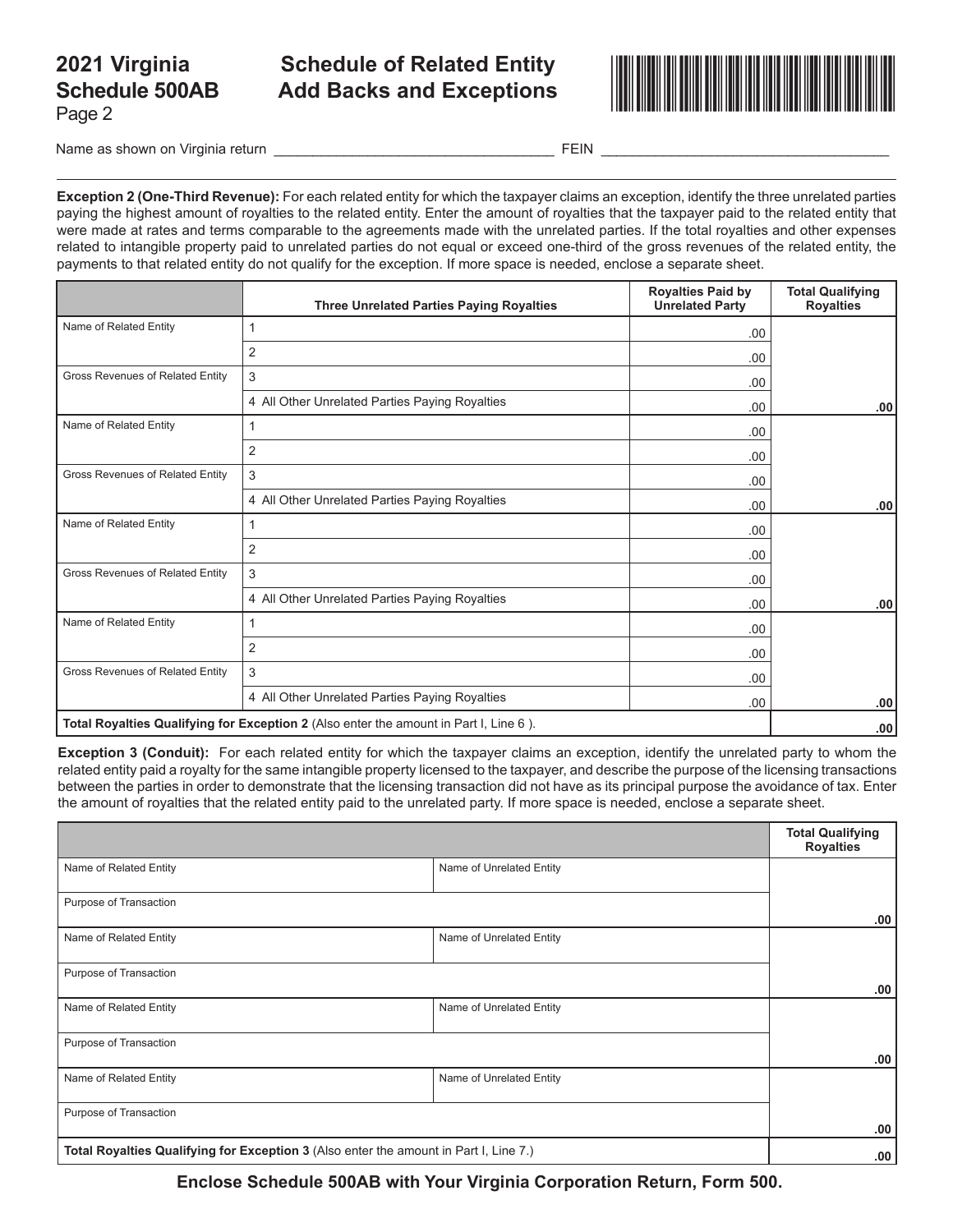# 2021 Virginia Schedule 500AB

Page 2

## Schedule of Related Entity Add Backs and Exceptions

Name as shown on Virginia return \_\_\_\_\_\_\_\_\_\_\_\_\_\_\_\_\_\_\_\_\_\_\_\_\_\_\_\_\_\_\_\_\_\_\_\_ FEIN \_\_\_\_\_\_\_\_\_\_\_\_\_\_\_\_\_\_\_\_\_\_\_\_\_\_\_\_\_\_\_\_\_\_\_\_

**Exception 2 (One-Third Revenue):** For each related entity for which the taxpayer claims an exception, identify the three unrelated parties paying the highest amount of royalties to the related entity. Enter the amount of royalties that the taxpayer paid to the related entity that were made at rates and terms comparable to the agreements made with the unrelated parties. If the total royalties and other expenses related to intangible property paid to unrelated parties do not equal or exceed one-third of the gross revenues of the related entity, the payments to that related entity do not qualify for the exception. If more space is needed, enclose a separate sheet.

| | Three Unrelated Parties Paying Royalties | Royalties Paid by Unrelated Party | Total Qualifying Royalties |
|---|---|---|---|
| Name of Related Entity | 1 | .00 | |
| | 2 | .00 | |
| Gross Revenues of Related Entity | 3 | .00 | |
| | 4 All Other Unrelated Parties Paying Royalties | .00 | .00 |
| Name of Related Entity | 1 | .00 | |
| | 2 | .00 | |
| Gross Revenues of Related Entity | 3 | .00 | |
| | 4 All Other Unrelated Parties Paying Royalties | .00 | .00 |
| Name of Related Entity | 1 | .00 | |
| | 2 | .00 | |
| Gross Revenues of Related Entity | 3 | .00 | |
| | 4 All Other Unrelated Parties Paying Royalties | .00 | .00 |
| Name of Related Entity | 1 | .00 | |
| | 2 | .00 | |
| Gross Revenues of Related Entity | 3 | .00 | |
| | 4 All Other Unrelated Parties Paying Royalties | .00 | .00 |
| **Total Royalties Qualifying for Exception 2** (Also enter the amount in Part I, Line 6 ). | | | .00 |

**Exception 3 (Conduit):** For each related entity for which the taxpayer claims an exception, identify the unrelated party to whom the related entity paid a royalty for the same intangible property licensed to the taxpayer, and describe the purpose of the licensing transactions between the parties in order to demonstrate that the licensing transaction did not have as its principal purpose the avoidance of tax. Enter the amount of royalties that the related entity paid to the unrelated party. If more space is needed, enclose a separate sheet.

| | | Total Qualifying Royalties |
|---|---|---|
| Name of Related Entity | Name of Unrelated Entity | |
| Purpose of Transaction | | .00 |
| Name of Related Entity | Name of Unrelated Entity | |
| Purpose of Transaction | | .00 |
| Name of Related Entity | Name of Unrelated Entity | |
| Purpose of Transaction | | .00 |
| Name of Related Entity | Name of Unrelated Entity | |
| Purpose of Transaction | | .00 |
| **Total Royalties Qualifying for Exception 3** (Also enter the amount in Part I, Line 7.) | | .00 |

**Enclose Schedule 500AB with Your Virginia Corporation Return, Form 500.**